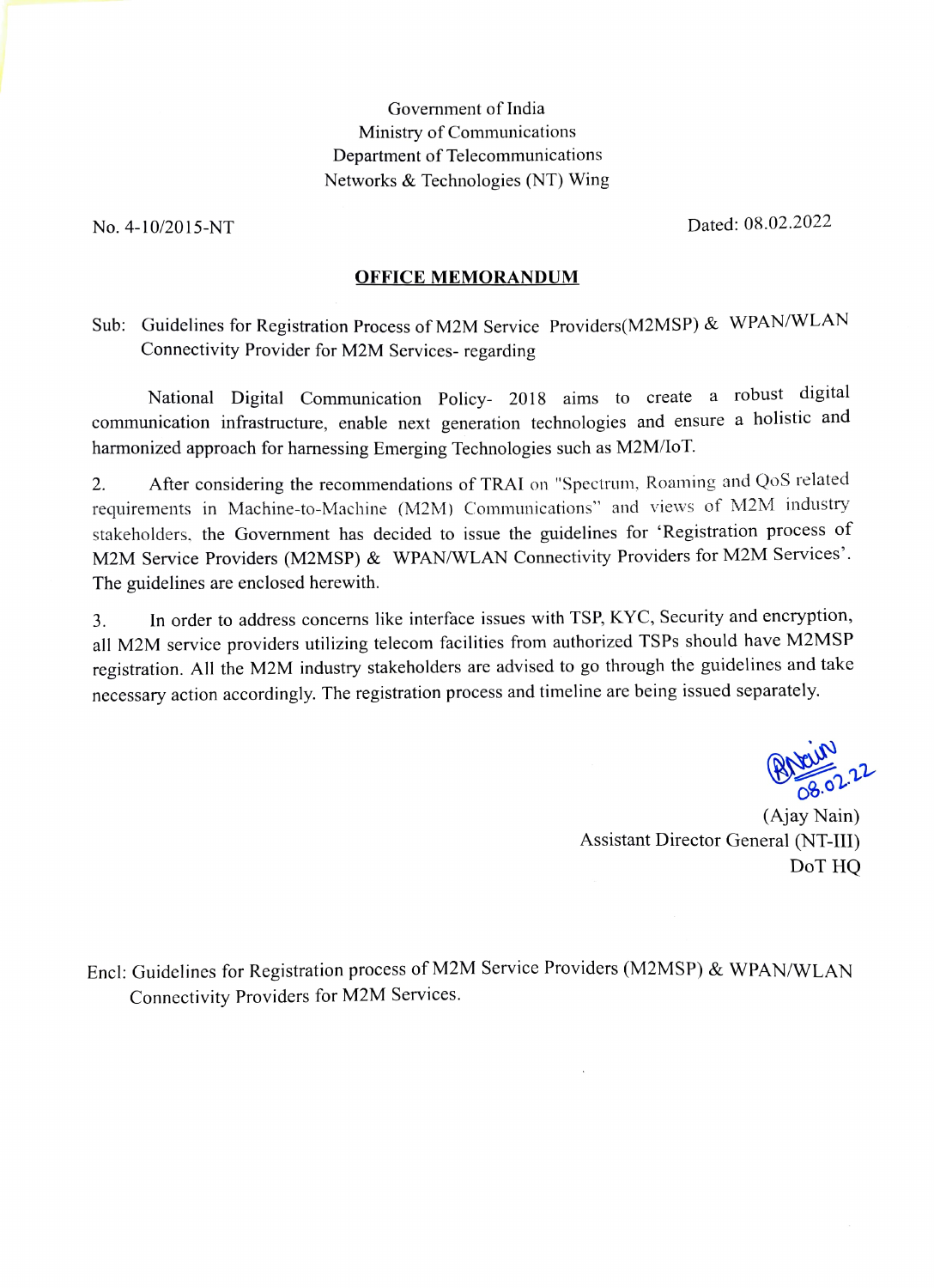Government of India
Ministry of Communications
Department of Telecommunications
Networks & Technologies (NT) Wing

No. 4-10/2015-NT

Dated: 08.02.2022

**OFFICE MEMORANDUM**

Sub: Guidelines for Registration Process of M2M Service Providers(M2MSP) & WPAN/WLAN Connectivity Provider for M2M Services- regarding

National Digital Communication Policy- 2018 aims to create a robust digital communication infrastructure, enable next generation technologies and ensure a holistic and harmonized approach for harnessing Emerging Technologies such as M2M/IoT.

2. After considering the recommendations of TRAI on "Spectrum, Roaming and QoS related requirements in Machine-to-Machine (M2M) Communications" and views of M2M industry stakeholders, the Government has decided to issue the guidelines for 'Registration process of M2M Service Providers (M2MSP) & WPAN/WLAN Connectivity Providers for M2M Services'. The guidelines are enclosed herewith.

3. In order to address concerns like interface issues with TSP, KYC, Security and encryption, all M2M service providers utilizing telecom facilities from authorized TSPs should have M2MSP registration. All the M2M industry stakeholders are advised to go through the guidelines and take necessary action accordingly. The registration process and timeline are being issued separately.

08.02.22

(Ajay Nain)
Assistant Director General (NT-III)
DoT HQ

Encl: Guidelines for Registration process of M2M Service Providers (M2MSP) & WPAN/WLAN Connectivity Providers for M2M Services.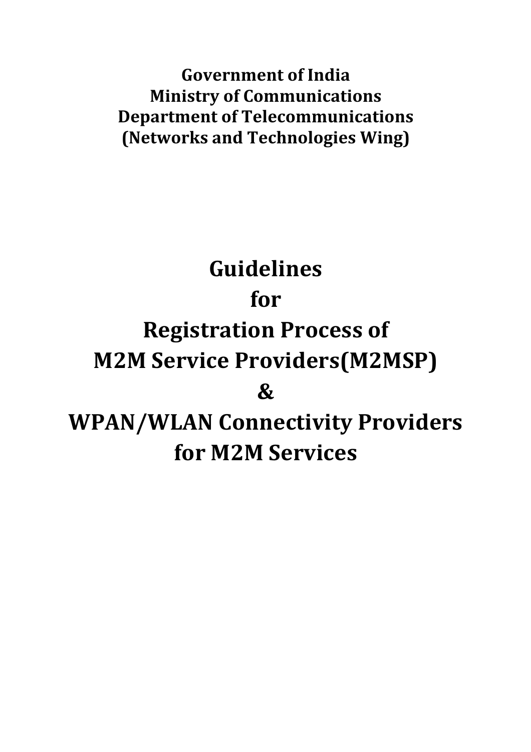**Government of India**
**Ministry of Communications**
**Department of Telecommunications**
**(Networks and Technologies Wing)**

# Guidelines
# for
# Registration Process of
# M2M Service Providers(M2MSP)
# &
# WPAN/WLAN Connectivity Providers
# for M2M Services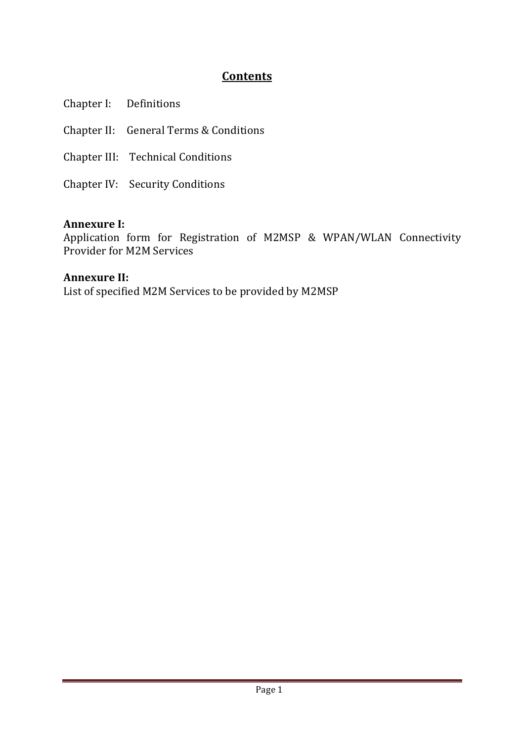## Contents

Chapter I: Definitions

Chapter II: General Terms & Conditions

Chapter III: Technical Conditions

Chapter IV: Security Conditions

**Annexure I:**
Application form for Registration of M2MSP & WPAN/WLAN Connectivity Provider for M2M Services

**Annexure II:**
List of specified M2M Services to be provided by M2MSP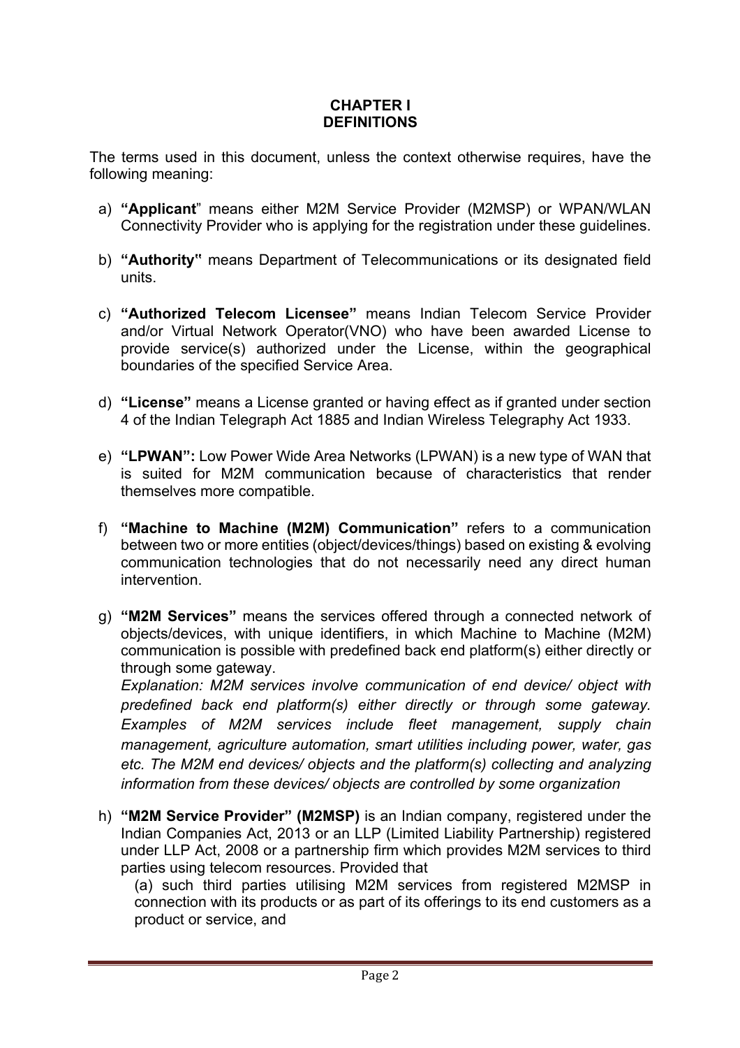# CHAPTER I
# DEFINITIONS

The terms used in this document, unless the context otherwise requires, have the following meaning:

a) **"Applicant**" means either M2M Service Provider (M2MSP) or WPAN/WLAN Connectivity Provider who is applying for the registration under these guidelines.

b) **"Authority"** means Department of Telecommunications or its designated field units.

c) **"Authorized Telecom Licensee"** means Indian Telecom Service Provider and/or Virtual Network Operator(VNO) who have been awarded License to provide service(s) authorized under the License, within the geographical boundaries of the specified Service Area.

d) **"License"** means a License granted or having effect as if granted under section 4 of the Indian Telegraph Act 1885 and Indian Wireless Telegraphy Act 1933.

e) **"LPWAN":** Low Power Wide Area Networks (LPWAN) is a new type of WAN that is suited for M2M communication because of characteristics that render themselves more compatible.

f) **"Machine to Machine (M2M) Communication"** refers to a communication between two or more entities (object/devices/things) based on existing & evolving communication technologies that do not necessarily need any direct human intervention.

g) **"M2M Services"** means the services offered through a connected network of objects/devices, with unique identifiers, in which Machine to Machine (M2M) communication is possible with predefined back end platform(s) either directly or through some gateway.
*Explanation: M2M services involve communication of end device/ object with predefined back end platform(s) either directly or through some gateway. Examples of M2M services include fleet management, supply chain management, agriculture automation, smart utilities including power, water, gas etc. The M2M end devices/ objects and the platform(s) collecting and analyzing information from these devices/ objects are controlled by some organization*

h) **"M2M Service Provider" (M2MSP)** is an Indian company, registered under the Indian Companies Act, 2013 or an LLP (Limited Liability Partnership) registered under LLP Act, 2008 or a partnership firm which provides M2M services to third parties using telecom resources. Provided that
(a) such third parties utilising M2M services from registered M2MSP in connection with its products or as part of its offerings to its end customers as a product or service, and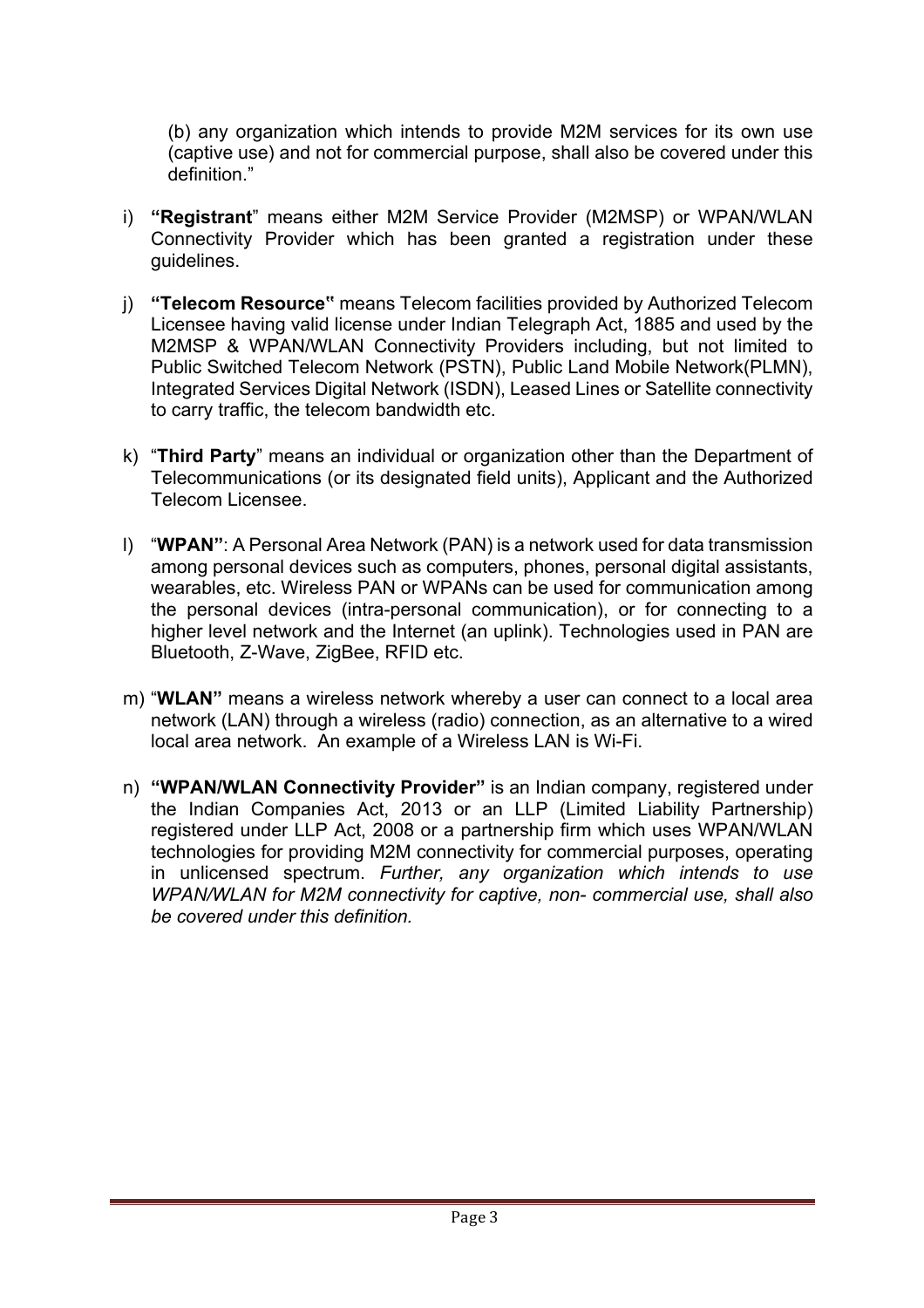(b) any organization which intends to provide M2M services for its own use (captive use) and not for commercial purpose, shall also be covered under this definition."

i) **"Registrant"** means either M2M Service Provider (M2MSP) or WPAN/WLAN Connectivity Provider which has been granted a registration under these guidelines.

j) **"Telecom Resource"** means Telecom facilities provided by Authorized Telecom Licensee having valid license under Indian Telegraph Act, 1885 and used by the M2MSP & WPAN/WLAN Connectivity Providers including, but not limited to Public Switched Telecom Network (PSTN), Public Land Mobile Network(PLMN), Integrated Services Digital Network (ISDN), Leased Lines or Satellite connectivity to carry traffic, the telecom bandwidth etc.

k) "**Third Party**" means an individual or organization other than the Department of Telecommunications (or its designated field units), Applicant and the Authorized Telecom Licensee.

l) "**WPAN"**: A Personal Area Network (PAN) is a network used for data transmission among personal devices such as computers, phones, personal digital assistants, wearables, etc. Wireless PAN or WPANs can be used for communication among the personal devices (intra-personal communication), or for connecting to a higher level network and the Internet (an uplink). Technologies used in PAN are Bluetooth, Z-Wave, ZigBee, RFID etc.

m) "**WLAN"** means a wireless network whereby a user can connect to a local area network (LAN) through a wireless (radio) connection, as an alternative to a wired local area network. An example of a Wireless LAN is Wi-Fi.

n) **"WPAN/WLAN Connectivity Provider"** is an Indian company, registered under the Indian Companies Act, 2013 or an LLP (Limited Liability Partnership) registered under LLP Act, 2008 or a partnership firm which uses WPAN/WLAN technologies for providing M2M connectivity for commercial purposes, operating in unlicensed spectrum. *Further, any organization which intends to use WPAN/WLAN for M2M connectivity for captive, non- commercial use, shall also be covered under this definition.*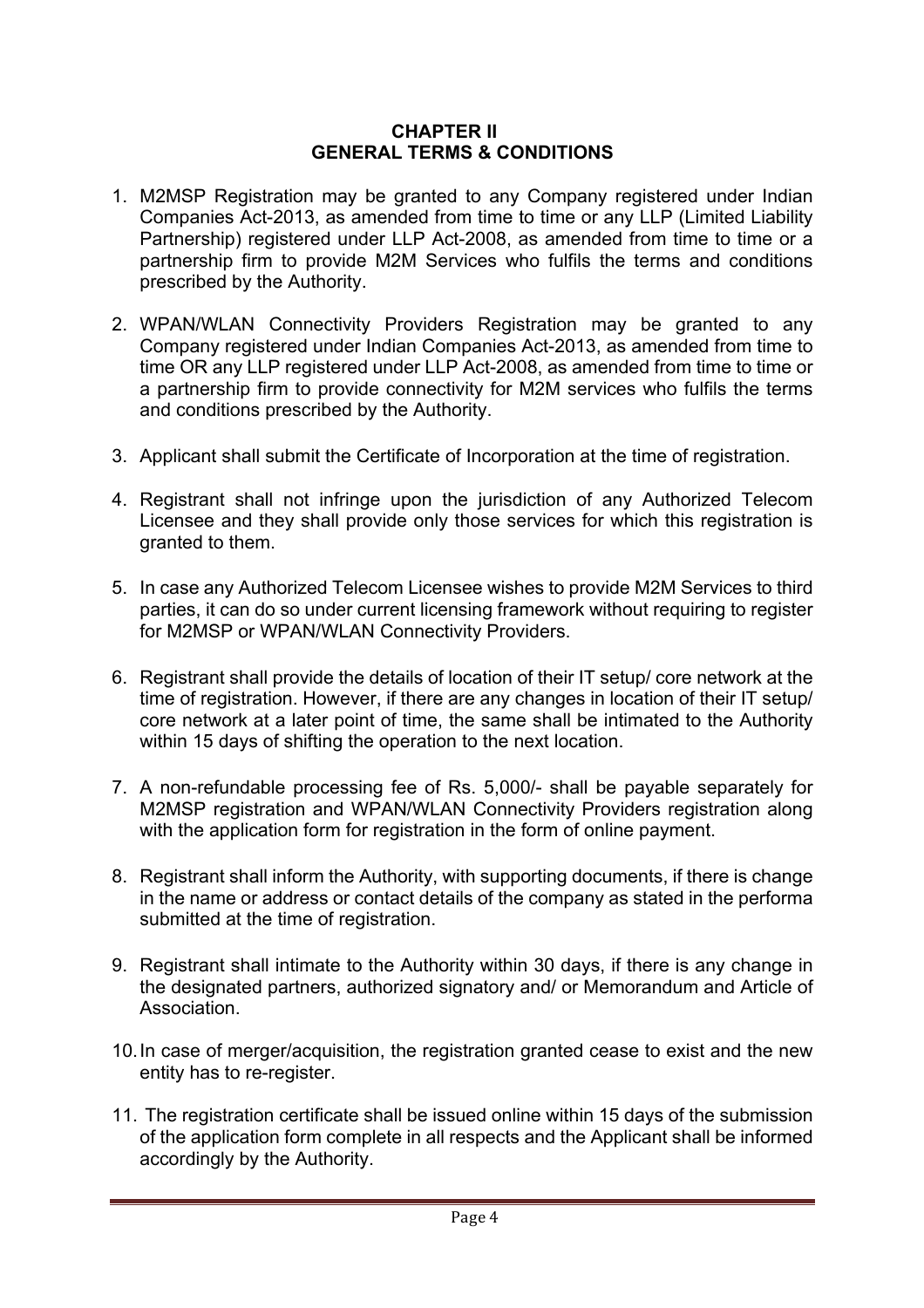## CHAPTER II
## GENERAL TERMS & CONDITIONS

1. M2MSP Registration may be granted to any Company registered under Indian Companies Act-2013, as amended from time to time or any LLP (Limited Liability Partnership) registered under LLP Act-2008, as amended from time to time or a partnership firm to provide M2M Services who fulfils the terms and conditions prescribed by the Authority.

2. WPAN/WLAN Connectivity Providers Registration may be granted to any Company registered under Indian Companies Act-2013, as amended from time to time OR any LLP registered under LLP Act-2008, as amended from time to time or a partnership firm to provide connectivity for M2M services who fulfils the terms and conditions prescribed by the Authority.

3. Applicant shall submit the Certificate of Incorporation at the time of registration.

4. Registrant shall not infringe upon the jurisdiction of any Authorized Telecom Licensee and they shall provide only those services for which this registration is granted to them.

5. In case any Authorized Telecom Licensee wishes to provide M2M Services to third parties, it can do so under current licensing framework without requiring to register for M2MSP or WPAN/WLAN Connectivity Providers.

6. Registrant shall provide the details of location of their IT setup/ core network at the time of registration. However, if there are any changes in location of their IT setup/ core network at a later point of time, the same shall be intimated to the Authority within 15 days of shifting the operation to the next location.

7. A non-refundable processing fee of Rs. 5,000/- shall be payable separately for M2MSP registration and WPAN/WLAN Connectivity Providers registration along with the application form for registration in the form of online payment.

8. Registrant shall inform the Authority, with supporting documents, if there is change in the name or address or contact details of the company as stated in the performa submitted at the time of registration.

9. Registrant shall intimate to the Authority within 30 days, if there is any change in the designated partners, authorized signatory and/ or Memorandum and Article of Association.

10. In case of merger/acquisition, the registration granted cease to exist and the new entity has to re-register.

11. The registration certificate shall be issued online within 15 days of the submission of the application form complete in all respects and the Applicant shall be informed accordingly by the Authority.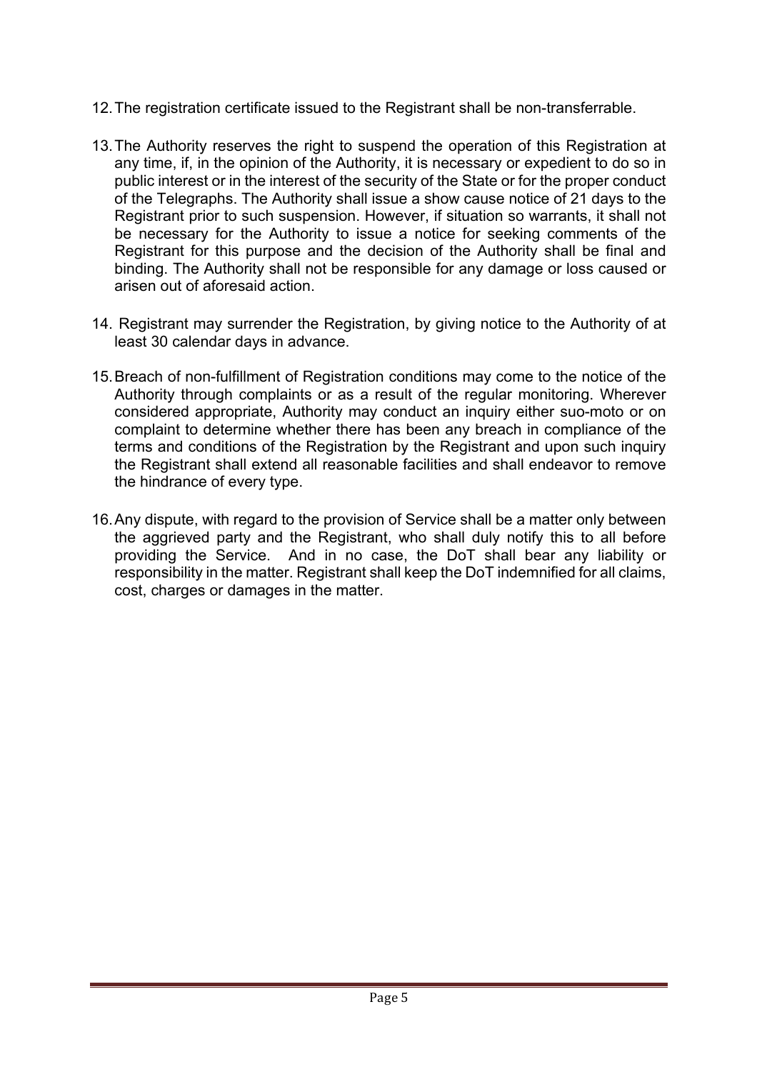12. The registration certificate issued to the Registrant shall be non-transferrable.

13. The Authority reserves the right to suspend the operation of this Registration at any time, if, in the opinion of the Authority, it is necessary or expedient to do so in public interest or in the interest of the security of the State or for the proper conduct of the Telegraphs. The Authority shall issue a show cause notice of 21 days to the Registrant prior to such suspension. However, if situation so warrants, it shall not be necessary for the Authority to issue a notice for seeking comments of the Registrant for this purpose and the decision of the Authority shall be final and binding. The Authority shall not be responsible for any damage or loss caused or arisen out of aforesaid action.

14. Registrant may surrender the Registration, by giving notice to the Authority of at least 30 calendar days in advance.

15. Breach of non-fulfillment of Registration conditions may come to the notice of the Authority through complaints or as a result of the regular monitoring. Wherever considered appropriate, Authority may conduct an inquiry either suo-moto or on complaint to determine whether there has been any breach in compliance of the terms and conditions of the Registration by the Registrant and upon such inquiry the Registrant shall extend all reasonable facilities and shall endeavor to remove the hindrance of every type.

16. Any dispute, with regard to the provision of Service shall be a matter only between the aggrieved party and the Registrant, who shall duly notify this to all before providing the Service. And in no case, the DoT shall bear any liability or responsibility in the matter. Registrant shall keep the DoT indemnified for all claims, cost, charges or damages in the matter.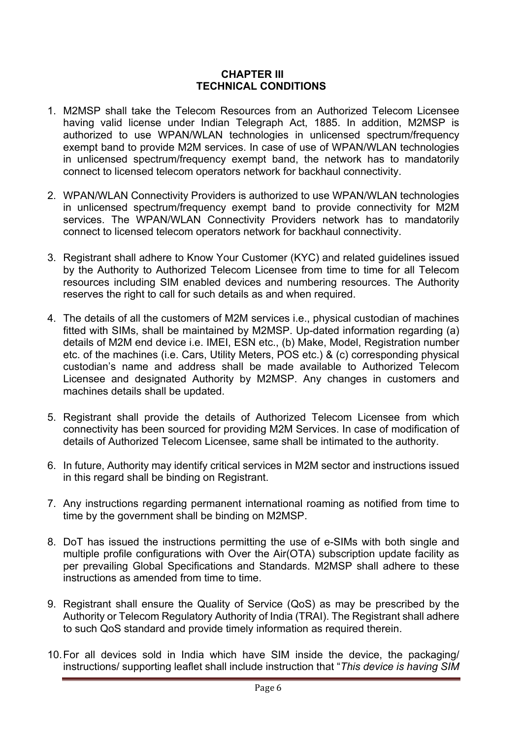# CHAPTER III
## TECHNICAL CONDITIONS

1. M2MSP shall take the Telecom Resources from an Authorized Telecom Licensee having valid license under Indian Telegraph Act, 1885. In addition, M2MSP is authorized to use WPAN/WLAN technologies in unlicensed spectrum/frequency exempt band to provide M2M services. In case of use of WPAN/WLAN technologies in unlicensed spectrum/frequency exempt band, the network has to mandatorily connect to licensed telecom operators network for backhaul connectivity.

2. WPAN/WLAN Connectivity Providers is authorized to use WPAN/WLAN technologies in unlicensed spectrum/frequency exempt band to provide connectivity for M2M services. The WPAN/WLAN Connectivity Providers network has to mandatorily connect to licensed telecom operators network for backhaul connectivity.

3. Registrant shall adhere to Know Your Customer (KYC) and related guidelines issued by the Authority to Authorized Telecom Licensee from time to time for all Telecom resources including SIM enabled devices and numbering resources. The Authority reserves the right to call for such details as and when required.

4. The details of all the customers of M2M services i.e., physical custodian of machines fitted with SIMs, shall be maintained by M2MSP. Up-dated information regarding (a) details of M2M end device i.e. IMEI, ESN etc., (b) Make, Model, Registration number etc. of the machines (i.e. Cars, Utility Meters, POS etc.) & (c) corresponding physical custodian's name and address shall be made available to Authorized Telecom Licensee and designated Authority by M2MSP. Any changes in customers and machines details shall be updated.

5. Registrant shall provide the details of Authorized Telecom Licensee from which connectivity has been sourced for providing M2M Services. In case of modification of details of Authorized Telecom Licensee, same shall be intimated to the authority.

6. In future, Authority may identify critical services in M2M sector and instructions issued in this regard shall be binding on Registrant.

7. Any instructions regarding permanent international roaming as notified from time to time by the government shall be binding on M2MSP.

8. DoT has issued the instructions permitting the use of e-SIMs with both single and multiple profile configurations with Over the Air(OTA) subscription update facility as per prevailing Global Specifications and Standards. M2MSP shall adhere to these instructions as amended from time to time.

9. Registrant shall ensure the Quality of Service (QoS) as may be prescribed by the Authority or Telecom Regulatory Authority of India (TRAI). The Registrant shall adhere to such QoS standard and provide timely information as required therein.

10. For all devices sold in India which have SIM inside the device, the packaging/ instructions/ supporting leaflet shall include instruction that "*This device is having SIM*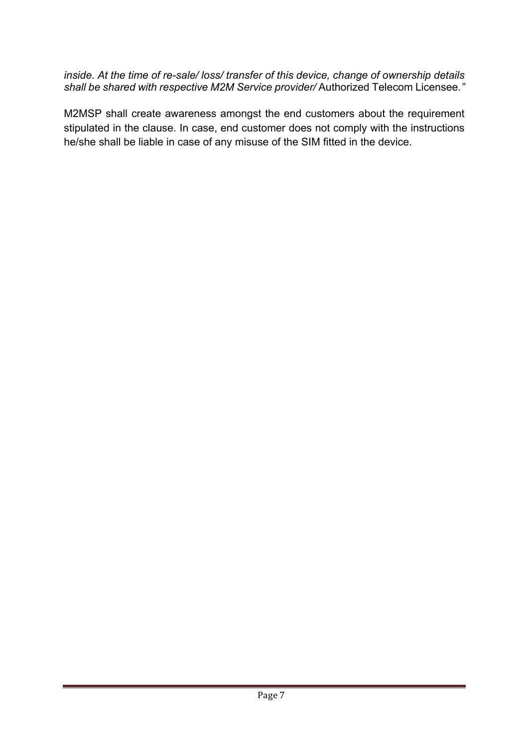*inside. At the time of re-sale/ loss/ transfer of this device, change of ownership details shall be shared with respective M2M Service provider/* Authorized Telecom Licensee.*"*

M2MSP shall create awareness amongst the end customers about the requirement stipulated in the clause. In case, end customer does not comply with the instructions he/she shall be liable in case of any misuse of the SIM fitted in the device.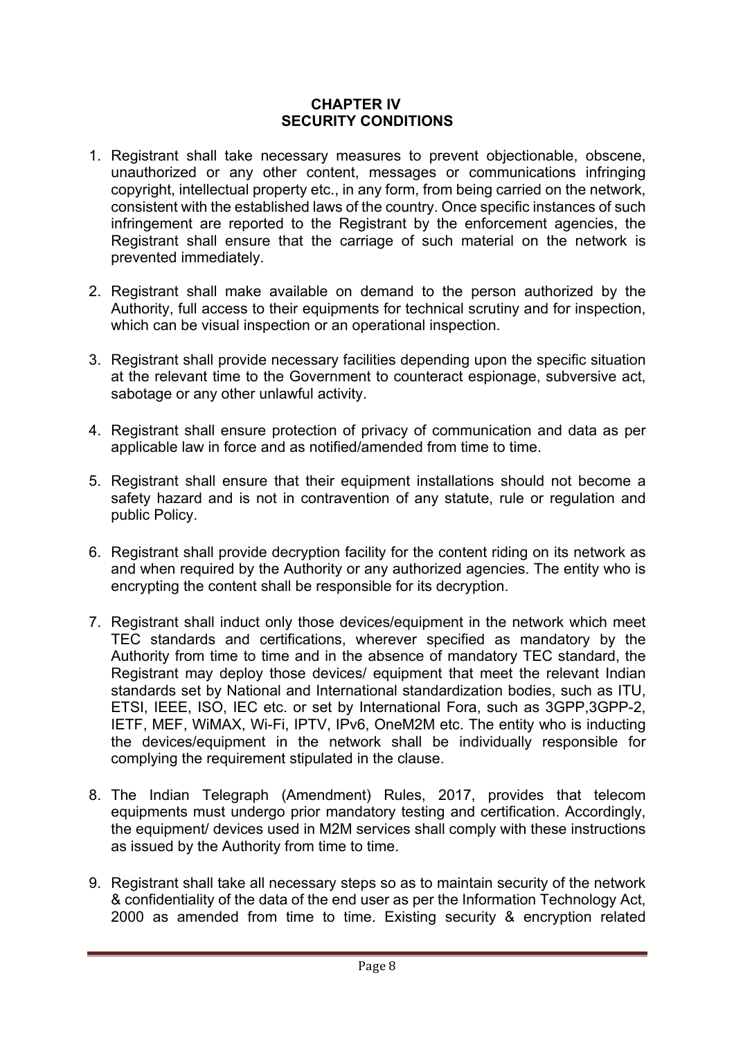## CHAPTER IV
## SECURITY CONDITIONS

1. Registrant shall take necessary measures to prevent objectionable, obscene, unauthorized or any other content, messages or communications infringing copyright, intellectual property etc., in any form, from being carried on the network, consistent with the established laws of the country. Once specific instances of such infringement are reported to the Registrant by the enforcement agencies, the Registrant shall ensure that the carriage of such material on the network is prevented immediately.

2. Registrant shall make available on demand to the person authorized by the Authority, full access to their equipments for technical scrutiny and for inspection, which can be visual inspection or an operational inspection.

3. Registrant shall provide necessary facilities depending upon the specific situation at the relevant time to the Government to counteract espionage, subversive act, sabotage or any other unlawful activity.

4. Registrant shall ensure protection of privacy of communication and data as per applicable law in force and as notified/amended from time to time.

5. Registrant shall ensure that their equipment installations should not become a safety hazard and is not in contravention of any statute, rule or regulation and public Policy.

6. Registrant shall provide decryption facility for the content riding on its network as and when required by the Authority or any authorized agencies. The entity who is encrypting the content shall be responsible for its decryption.

7. Registrant shall induct only those devices/equipment in the network which meet TEC standards and certifications, wherever specified as mandatory by the Authority from time to time and in the absence of mandatory TEC standard, the Registrant may deploy those devices/ equipment that meet the relevant Indian standards set by National and International standardization bodies, such as ITU, ETSI, IEEE, ISO, IEC etc. or set by International Fora, such as 3GPP,3GPP-2, IETF, MEF, WiMAX, Wi-Fi, IPTV, IPv6, OneM2M etc. The entity who is inducting the devices/equipment in the network shall be individually responsible for complying the requirement stipulated in the clause.

8. The Indian Telegraph (Amendment) Rules, 2017, provides that telecom equipments must undergo prior mandatory testing and certification. Accordingly, the equipment/ devices used in M2M services shall comply with these instructions as issued by the Authority from time to time.

9. Registrant shall take all necessary steps so as to maintain security of the network & confidentiality of the data of the end user as per the Information Technology Act, 2000 as amended from time to time. Existing security & encryption related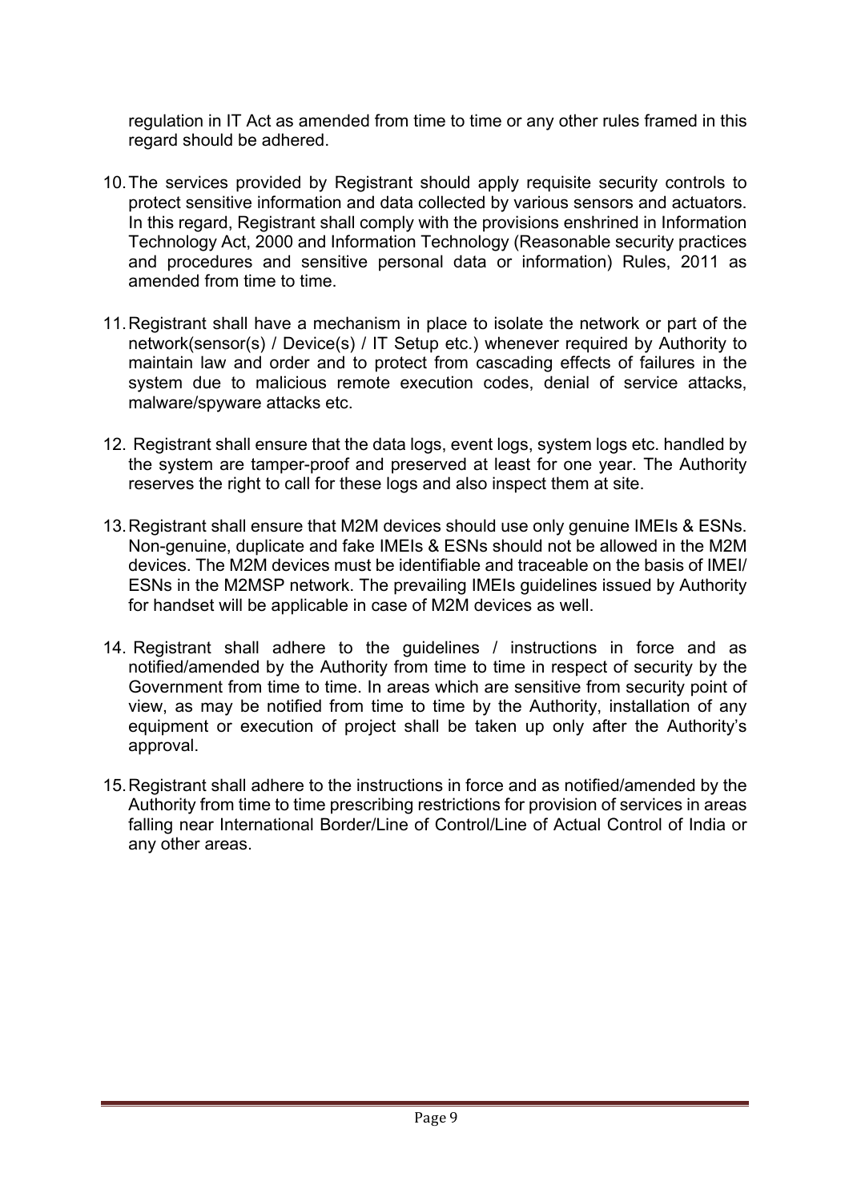regulation in IT Act as amended from time to time or any other rules framed in this regard should be adhered.

10. The services provided by Registrant should apply requisite security controls to protect sensitive information and data collected by various sensors and actuators. In this regard, Registrant shall comply with the provisions enshrined in Information Technology Act, 2000 and Information Technology (Reasonable security practices and procedures and sensitive personal data or information) Rules, 2011 as amended from time to time.

11. Registrant shall have a mechanism in place to isolate the network or part of the network(sensor(s) / Device(s) / IT Setup etc.) whenever required by Authority to maintain law and order and to protect from cascading effects of failures in the system due to malicious remote execution codes, denial of service attacks, malware/spyware attacks etc.

12. Registrant shall ensure that the data logs, event logs, system logs etc. handled by the system are tamper-proof and preserved at least for one year. The Authority reserves the right to call for these logs and also inspect them at site.

13. Registrant shall ensure that M2M devices should use only genuine IMEIs & ESNs. Non-genuine, duplicate and fake IMEIs & ESNs should not be allowed in the M2M devices. The M2M devices must be identifiable and traceable on the basis of IMEI/ ESNs in the M2MSP network. The prevailing IMEIs guidelines issued by Authority for handset will be applicable in case of M2M devices as well.

14. Registrant shall adhere to the guidelines / instructions in force and as notified/amended by the Authority from time to time in respect of security by the Government from time to time. In areas which are sensitive from security point of view, as may be notified from time to time by the Authority, installation of any equipment or execution of project shall be taken up only after the Authority's approval.

15. Registrant shall adhere to the instructions in force and as notified/amended by the Authority from time to time prescribing restrictions for provision of services in areas falling near International Border/Line of Control/Line of Actual Control of India or any other areas.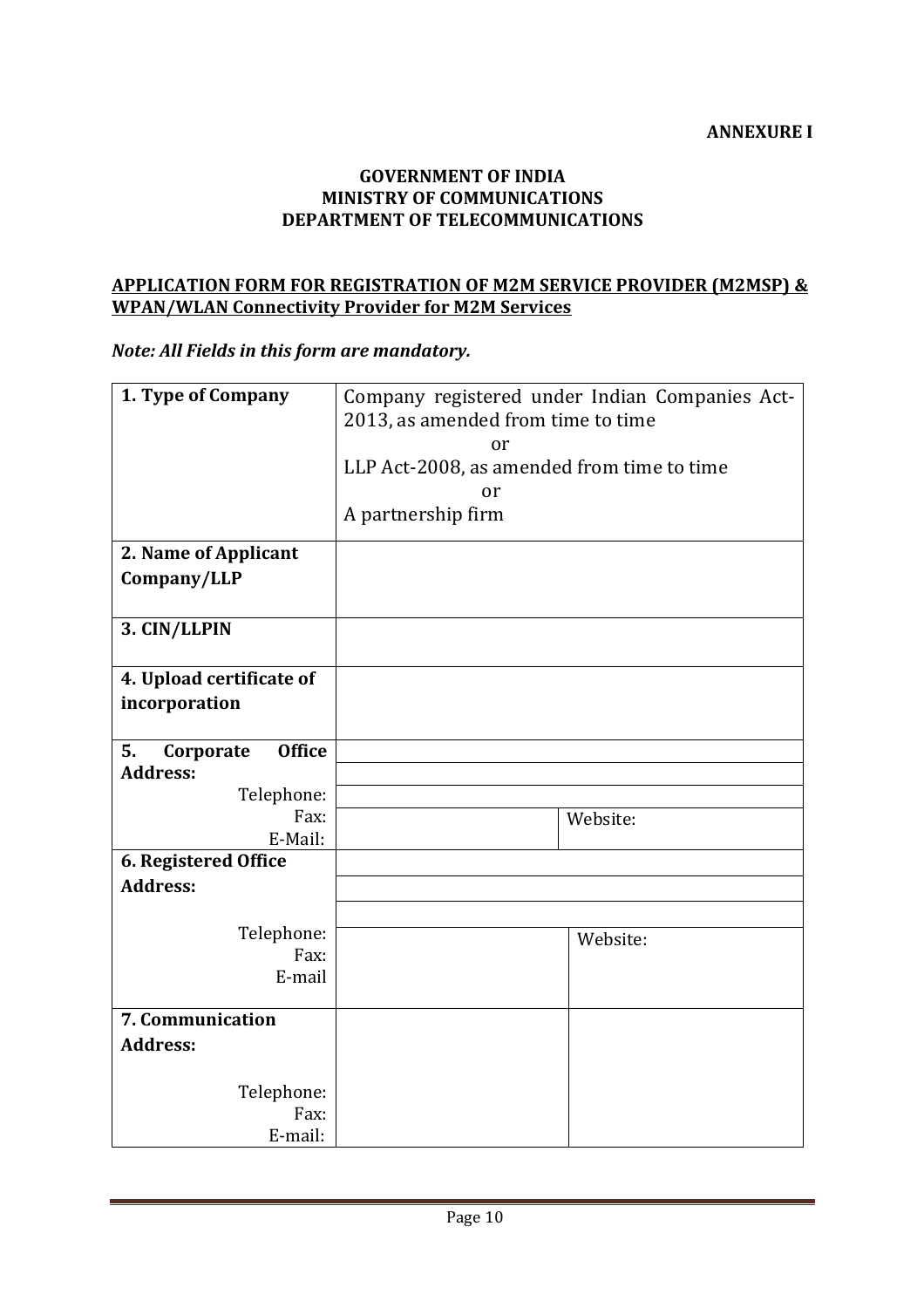**ANNEXURE I**

**GOVERNMENT OF INDIA**
**MINISTRY OF COMMUNICATIONS**
**DEPARTMENT OF TELECOMMUNICATIONS**

**APPLICATION FORM FOR REGISTRATION OF M2M SERVICE PROVIDER (M2MSP) & WPAN/WLAN Connectivity Provider for M2M Services**

***Note: All Fields in this form are mandatory.***

| | | |
|---|---|---|
| **1. Type of Company** | Company registered under Indian Companies Act-2013, as amended from time to time<br>or<br>LLP Act-2008, as amended from time to time<br>or<br>A partnership firm | |
| **2. Name of Applicant Company/LLP** | | |
| **3. CIN/LLPIN** | | |
| **4. Upload certificate of incorporation** | | |
| **5. Corporate Office Address:**<br>Telephone:<br>Fax:<br>E-Mail: | | Website: |
| **6. Registered Office Address:**<br>Telephone:<br>Fax:<br>E-mail | | Website: |
| **7. Communication Address:**<br>Telephone:<br>Fax:<br>E-mail: | | |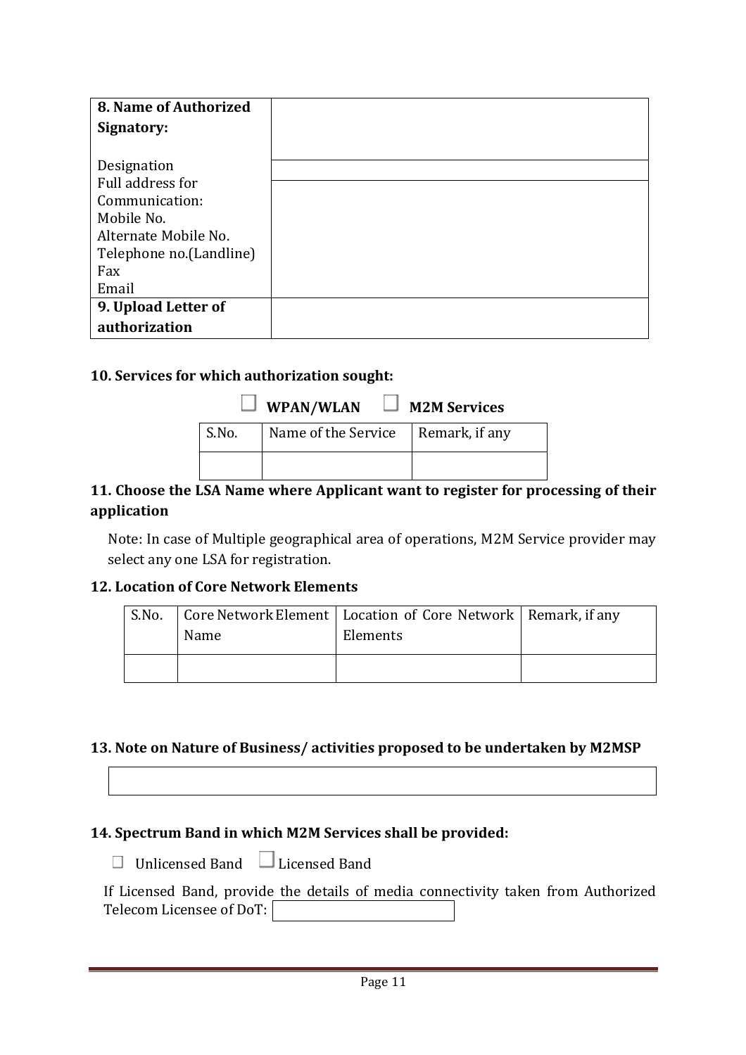| 8. Name of Authorized Signatory: | |
|---|---|
| Designation | |
| Full address for Communication:<br>Mobile No.<br>Alternate Mobile No.<br>Telephone no.(Landline)<br>Fax<br>Email | |
| **9. Upload Letter of authorization** | |

**10. Services for which authorization sought:**

☐ **WPAN/WLAN** ☐ **M2M Services**

| S.No. | Name of the Service | Remark, if any |
|---|---|---|
| | | |

**11. Choose the LSA Name where Applicant want to register for processing of their application**

Note: In case of Multiple geographical area of operations, M2M Service provider may select any one LSA for registration.

**12. Location of Core Network Elements**

| S.No. | Core Network Element Name | Location of Core Network Elements | Remark, if any |
|---|---|---|---|
| | | | |

**13. Note on Nature of Business/ activities proposed to be undertaken by M2MSP**

| |
|---|
| |

**14. Spectrum Band in which M2M Services shall be provided:**

☐ Unlicensed Band ☐ Licensed Band

If Licensed Band, provide the details of media connectivity taken from Authorized Telecom Licensee of DoT: ________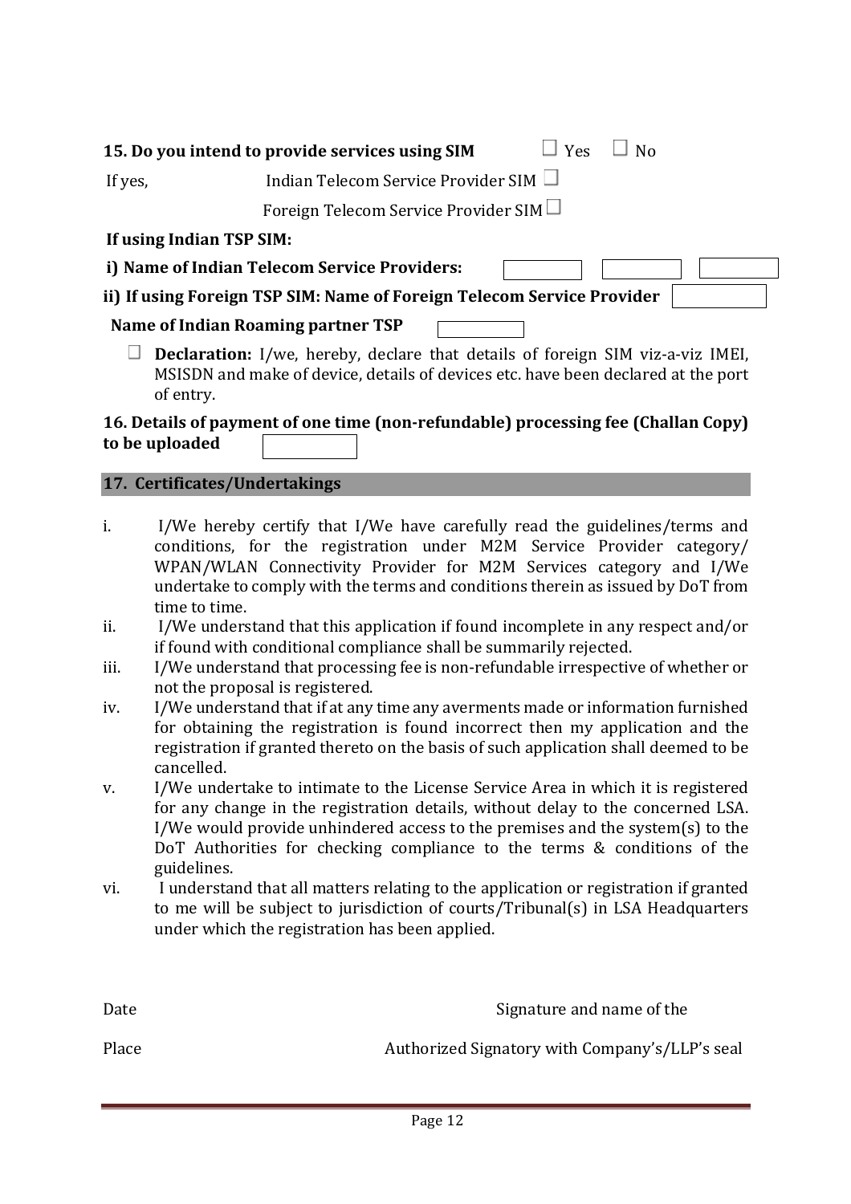**15. Do you intend to provide services using SIM** ☐ Yes ☐ No

If yes, Indian Telecom Service Provider SIM ☐

Foreign Telecom Service Provider SIM ☐

**If using Indian TSP SIM:**

**i) Name of Indian Telecom Service Providers:** ________ ________ ________

**ii) If using Foreign TSP SIM: Name of Foreign Telecom Service Provider** ________

**Name of Indian Roaming partner TSP** ________

☐ **Declaration:** I/we, hereby, declare that details of foreign SIM viz-a-viz IMEI, MSISDN and make of device, details of devices etc. have been declared at the port of entry.

**16. Details of payment of one time (non-refundable) processing fee (Challan Copy) to be uploaded** ________

## 17. Certificates/Undertakings

i. I/We hereby certify that I/We have carefully read the guidelines/terms and conditions, for the registration under M2M Service Provider category/ WPAN/WLAN Connectivity Provider for M2M Services category and I/We undertake to comply with the terms and conditions therein as issued by DoT from time to time.

ii. I/We understand that this application if found incomplete in any respect and/or if found with conditional compliance shall be summarily rejected.

iii. I/We understand that processing fee is non-refundable irrespective of whether or not the proposal is registered.

iv. I/We understand that if at any time any averments made or information furnished for obtaining the registration is found incorrect then my application and the registration if granted thereto on the basis of such application shall deemed to be cancelled.

v. I/We undertake to intimate to the License Service Area in which it is registered for any change in the registration details, without delay to the concerned LSA. I/We would provide unhindered access to the premises and the system(s) to the DoT Authorities for checking compliance to the terms & conditions of the guidelines.

vi. I understand that all matters relating to the application or registration if granted to me will be subject to jurisdiction of courts/Tribunal(s) in LSA Headquarters under which the registration has been applied.

Date Signature and name of the

Place Authorized Signatory with Company's/LLP's seal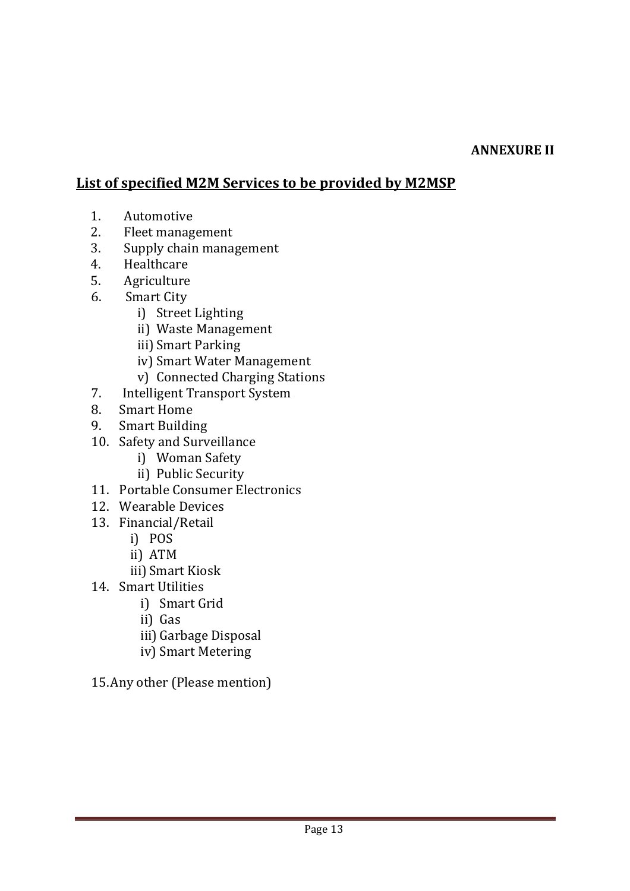**ANNEXURE II**

## List of specified M2M Services to be provided by M2MSP

1. Automotive
2. Fleet management
3. Supply chain management
4. Healthcare
5. Agriculture
6. Smart City
   - i) Street Lighting
   - ii) Waste Management
   - iii) Smart Parking
   - iv) Smart Water Management
   - v) Connected Charging Stations
7. Intelligent Transport System
8. Smart Home
9. Smart Building
10. Safety and Surveillance
    - i) Woman Safety
    - ii) Public Security
11. Portable Consumer Electronics
12. Wearable Devices
13. Financial/Retail
    - i) POS
    - ii) ATM
    - iii) Smart Kiosk
14. Smart Utilities
    - i) Smart Grid
    - ii) Gas
    - iii) Garbage Disposal
    - iv) Smart Metering

15. Any other (Please mention)